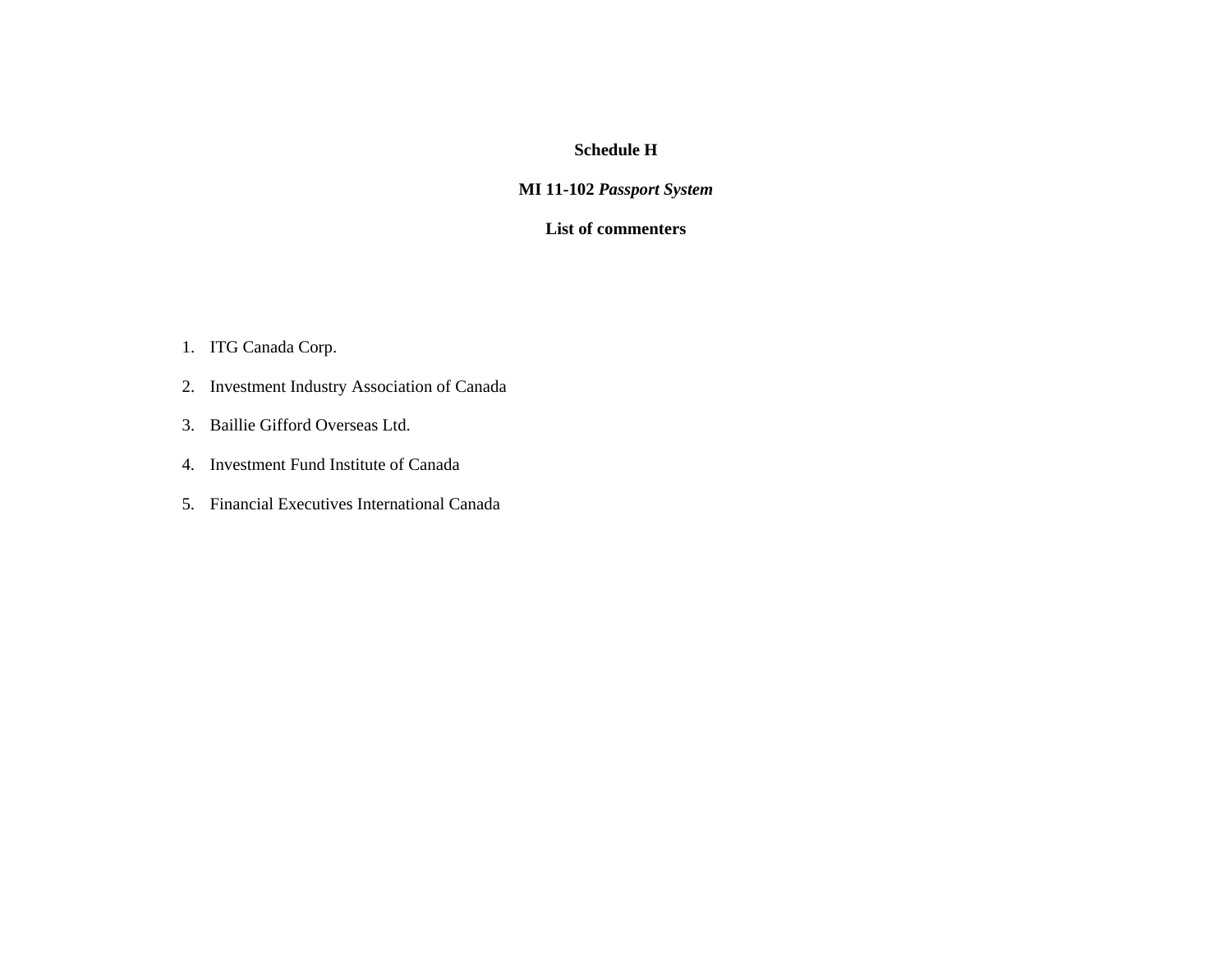**Schedule H**

**MI 11-102 *Passport System***

**List of commenters**

1. ITG Canada Corp.
2. Investment Industry Association of Canada
3. Baillie Gifford Overseas Ltd.
4. Investment Fund Institute of Canada
5. Financial Executives International Canada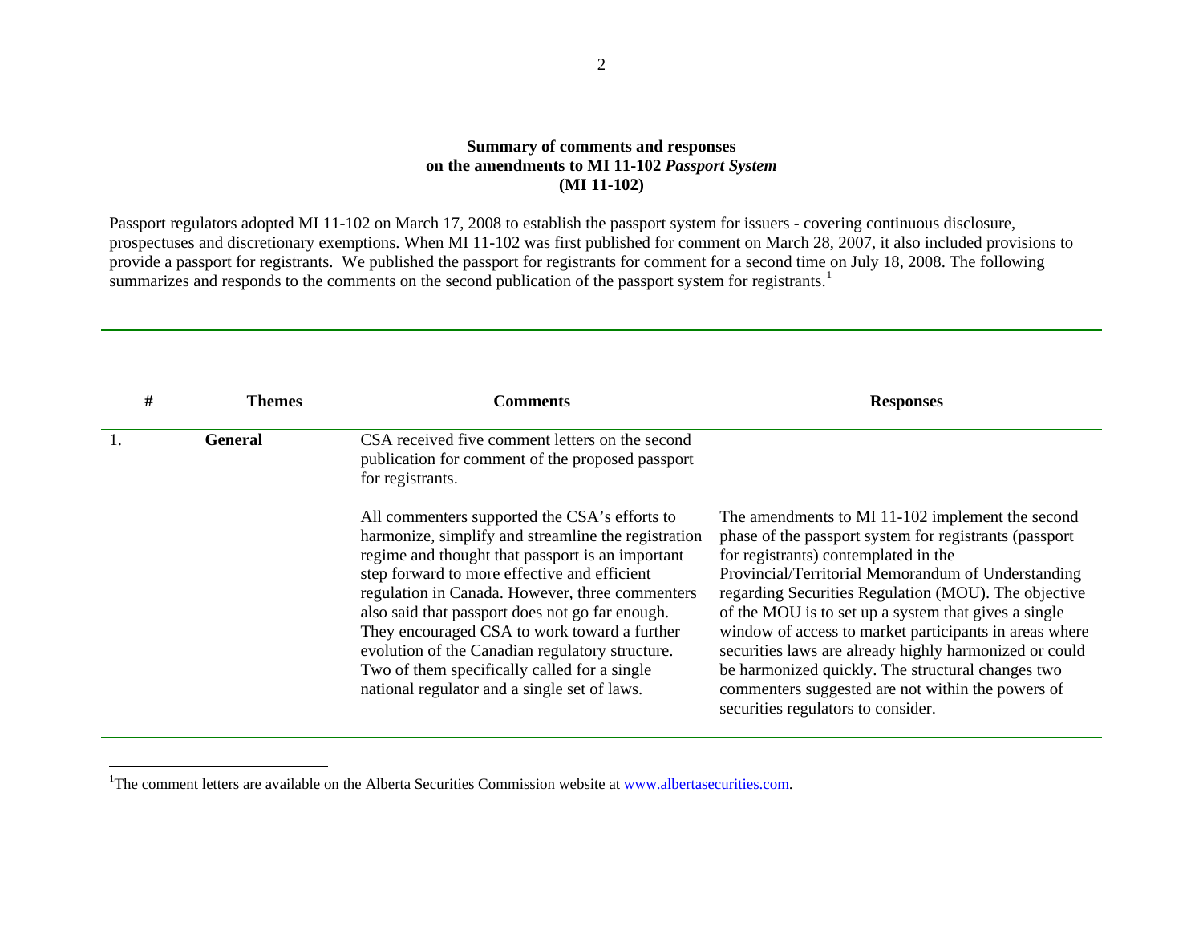**Summary of comments and responses**
**on the amendments to MI 11-102 *Passport System***
**(MI 11-102)**

Passport regulators adopted MI 11-102 on March 17, 2008 to establish the passport system for issuers - covering continuous disclosure, prospectuses and discretionary exemptions. When MI 11-102 was first published for comment on March 28, 2007, it also included provisions to provide a passport for registrants. We published the passport for registrants for comment for a second time on July 18, 2008. The following summarizes and responds to the comments on the second publication of the passport system for registrants.[1]

| # | Themes | Comments | Responses |
|---|---|---|---|
| 1. | **General** | CSA received five comment letters on the second publication for comment of the proposed passport for registrants. | |
| | | All commenters supported the CSA's efforts to harmonize, simplify and streamline the registration regime and thought that passport is an important step forward to more effective and efficient regulation in Canada. However, three commenters also said that passport does not go far enough. They encouraged CSA to work toward a further evolution of the Canadian regulatory structure. Two of them specifically called for a single national regulator and a single set of laws. | The amendments to MI 11-102 implement the second phase of the passport system for registrants (passport for registrants) contemplated in the Provincial/Territorial Memorandum of Understanding regarding Securities Regulation (MOU). The objective of the MOU is to set up a system that gives a single window of access to market participants in areas where securities laws are already highly harmonized or could be harmonized quickly. The structural changes two commenters suggested are not within the powers of securities regulators to consider. |

[1] The comment letters are available on the Alberta Securities Commission website at www.albertasecurities.com.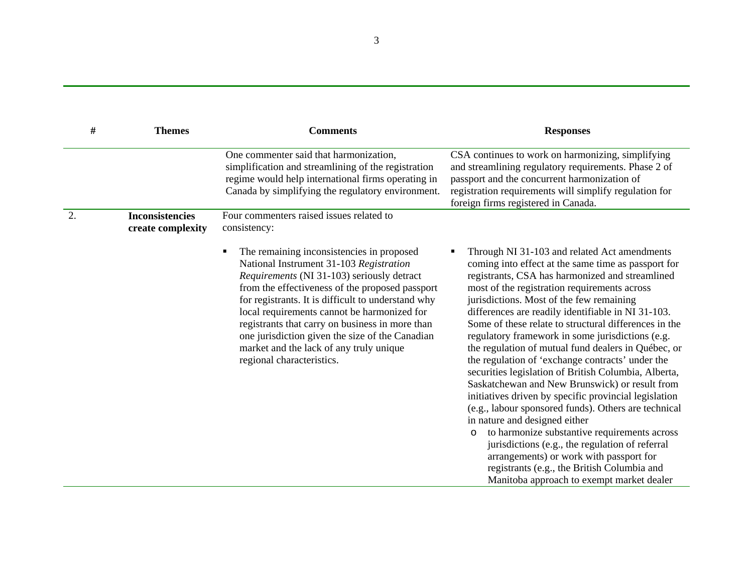| # | Themes | Comments | Responses |
|---|---|---|---|
| | | One commenter said that harmonization, simplification and streamlining of the registration regime would help international firms operating in Canada by simplifying the regulatory environment. | CSA continues to work on harmonizing, simplifying and streamlining regulatory requirements. Phase 2 of passport and the concurrent harmonization of registration requirements will simplify regulation for foreign firms registered in Canada. |
| 2. | **Inconsistencies create complexity** | Four commenters raised issues related to consistency:<br><br>▪ The remaining inconsistencies in proposed National Instrument 31-103 *Registration Requirements* (NI 31-103) seriously detract from the effectiveness of the proposed passport for registrants. It is difficult to understand why local requirements cannot be harmonized for registrants that carry on business in more than one jurisdiction given the size of the Canadian market and the lack of any truly unique regional characteristics. | <br><br>▪ Through NI 31-103 and related Act amendments coming into effect at the same time as passport for registrants, CSA has harmonized and streamlined most of the registration requirements across jurisdictions. Most of the few remaining differences are readily identifiable in NI 31-103. Some of these relate to structural differences in the regulatory framework in some jurisdictions (e.g. the regulation of mutual fund dealers in Québec, or the regulation of 'exchange contracts' under the securities legislation of British Columbia, Alberta, Saskatchewan and New Brunswick) or result from initiatives driven by specific provincial legislation (e.g., labour sponsored funds). Others are technical in nature and designed either<br>o to harmonize substantive requirements across jurisdictions (e.g., the regulation of referral arrangements) or work with passport for registrants (e.g., the British Columbia and Manitoba approach to exempt market dealer |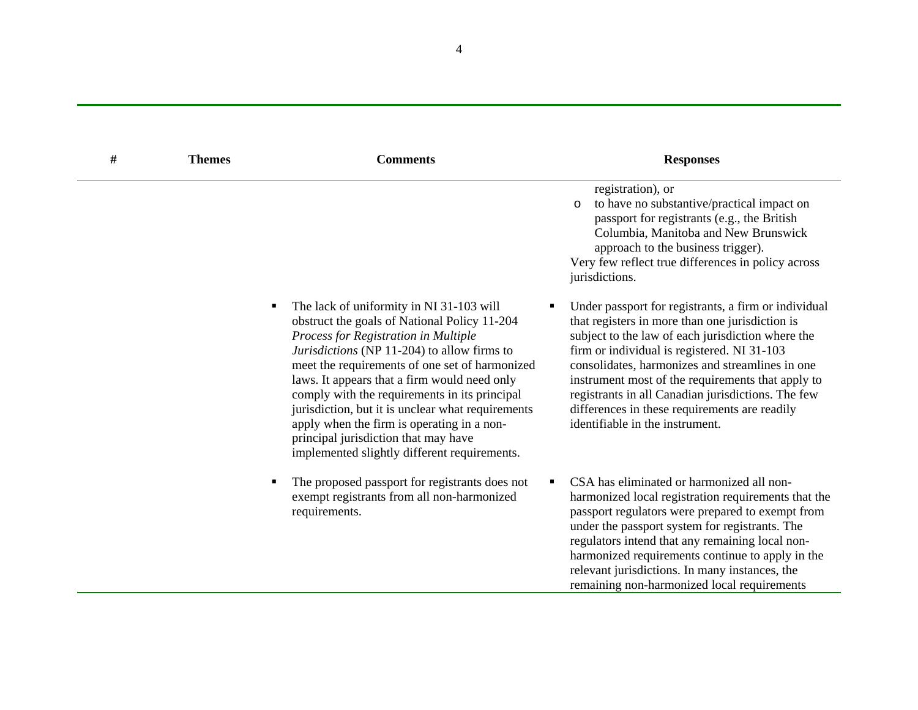| # | Themes | Comments | Responses |
|---|---|---|---|
| | | | registration), or<br>o to have no substantive/practical impact on passport for registrants (e.g., the British Columbia, Manitoba and New Brunswick approach to the business trigger).<br>Very few reflect true differences in policy across jurisdictions. |
| | | ▪ The lack of uniformity in NI 31-103 will obstruct the goals of National Policy 11-204 *Process for Registration in Multiple Jurisdictions* (NP 11-204) to allow firms to meet the requirements of one set of harmonized laws. It appears that a firm would need only comply with the requirements in its principal jurisdiction, but it is unclear what requirements apply when the firm is operating in a non-principal jurisdiction that may have implemented slightly different requirements. | ▪ Under passport for registrants, a firm or individual that registers in more than one jurisdiction is subject to the law of each jurisdiction where the firm or individual is registered. NI 31-103 consolidates, harmonizes and streamlines in one instrument most of the requirements that apply to registrants in all Canadian jurisdictions. The few differences in these requirements are readily identifiable in the instrument. |
| | | ▪ The proposed passport for registrants does not exempt registrants from all non-harmonized requirements. | ▪ CSA has eliminated or harmonized all non-harmonized local registration requirements that the passport regulators were prepared to exempt from under the passport system for registrants. The regulators intend that any remaining local non-harmonized requirements continue to apply in the relevant jurisdictions. In many instances, the remaining non-harmonized local requirements |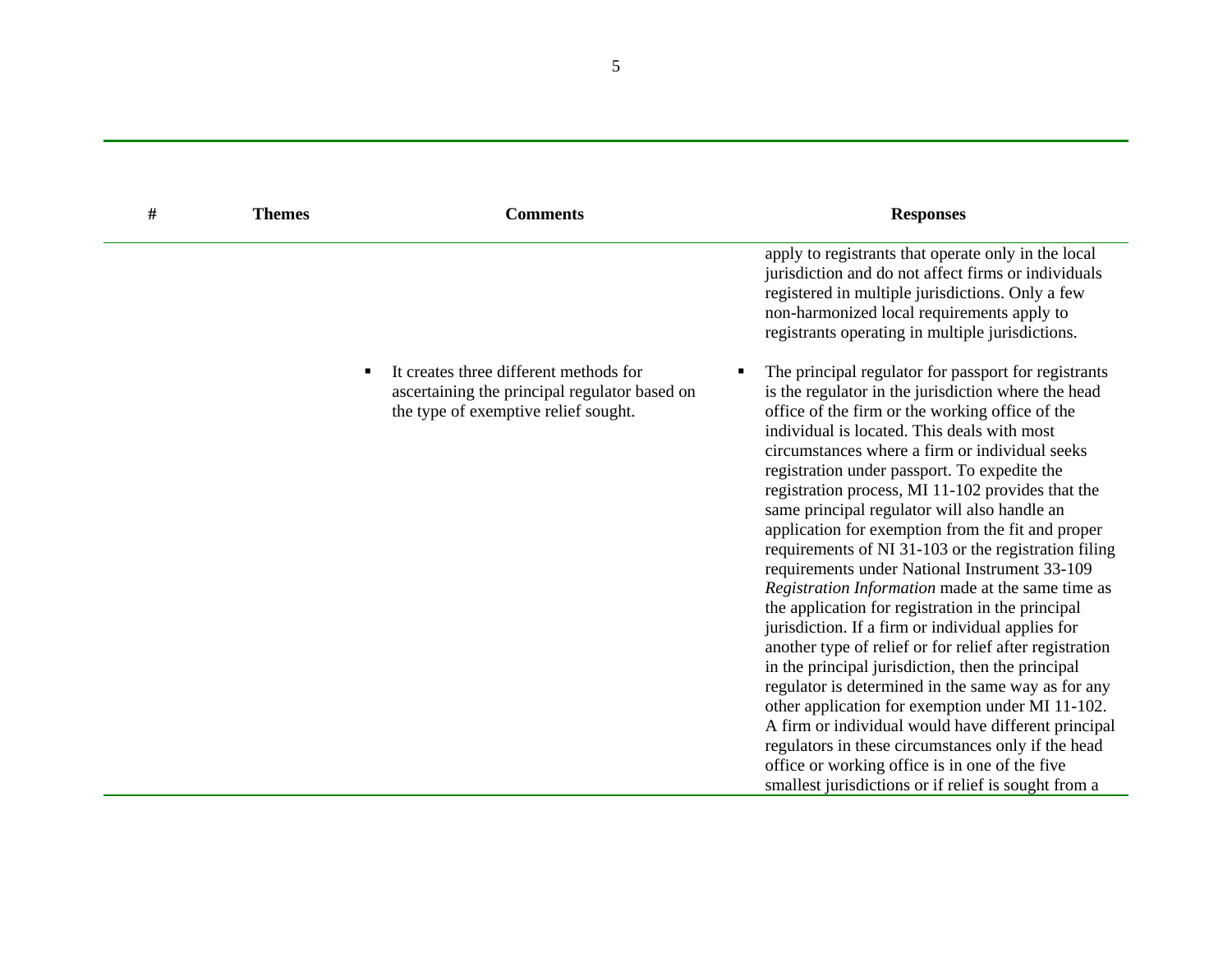| # | Themes | Comments | Responses |
|---|---|---|---|
| | | | apply to registrants that operate only in the local jurisdiction and do not affect firms or individuals registered in multiple jurisdictions. Only a few non-harmonized local requirements apply to registrants operating in multiple jurisdictions. |
| | | ▪ It creates three different methods for ascertaining the principal regulator based on the type of exemptive relief sought. | ▪ The principal regulator for passport for registrants is the regulator in the jurisdiction where the head office of the firm or the working office of the individual is located. This deals with most circumstances where a firm or individual seeks registration under passport. To expedite the registration process, MI 11-102 provides that the same principal regulator will also handle an application for exemption from the fit and proper requirements of NI 31-103 or the registration filing requirements under National Instrument 33-109 *Registration Information* made at the same time as the application for registration in the principal jurisdiction. If a firm or individual applies for another type of relief or for relief after registration in the principal jurisdiction, then the principal regulator is determined in the same way as for any other application for exemption under MI 11-102. A firm or individual would have different principal regulators in these circumstances only if the head office or working office is in one of the five smallest jurisdictions or if relief is sought from a |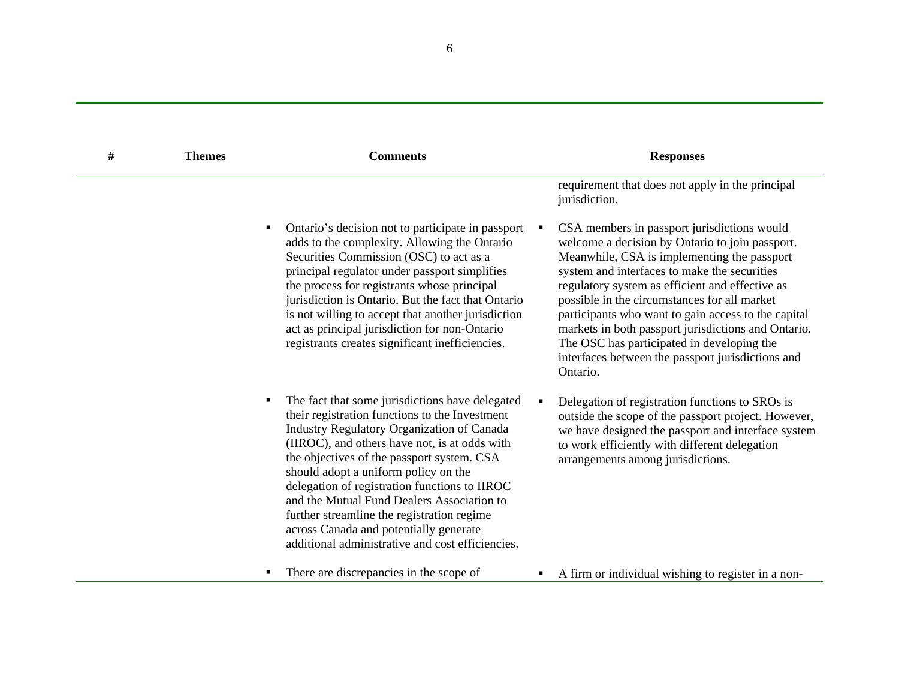| # | Themes | Comments | Responses |
|---|---|---|---|
| | | | requirement that does not apply in the principal jurisdiction. |
| | | ▪ Ontario's decision not to participate in passport adds to the complexity. Allowing the Ontario Securities Commission (OSC) to act as a principal regulator under passport simplifies the process for registrants whose principal jurisdiction is Ontario. But the fact that Ontario is not willing to accept that another jurisdiction act as principal jurisdiction for non-Ontario registrants creates significant inefficiencies. | ▪ CSA members in passport jurisdictions would welcome a decision by Ontario to join passport. Meanwhile, CSA is implementing the passport system and interfaces to make the securities regulatory system as efficient and effective as possible in the circumstances for all market participants who want to gain access to the capital markets in both passport jurisdictions and Ontario. The OSC has participated in developing the interfaces between the passport jurisdictions and Ontario. |
| | | ▪ The fact that some jurisdictions have delegated their registration functions to the Investment Industry Regulatory Organization of Canada (IIROC), and others have not, is at odds with the objectives of the passport system. CSA should adopt a uniform policy on the delegation of registration functions to IIROC and the Mutual Fund Dealers Association to further streamline the registration regime across Canada and potentially generate additional administrative and cost efficiencies. | ▪ Delegation of registration functions to SROs is outside the scope of the passport project. However, we have designed the passport and interface system to work efficiently with different delegation arrangements among jurisdictions. |
| | | ▪ There are discrepancies in the scope of | ▪ A firm or individual wishing to register in a non- |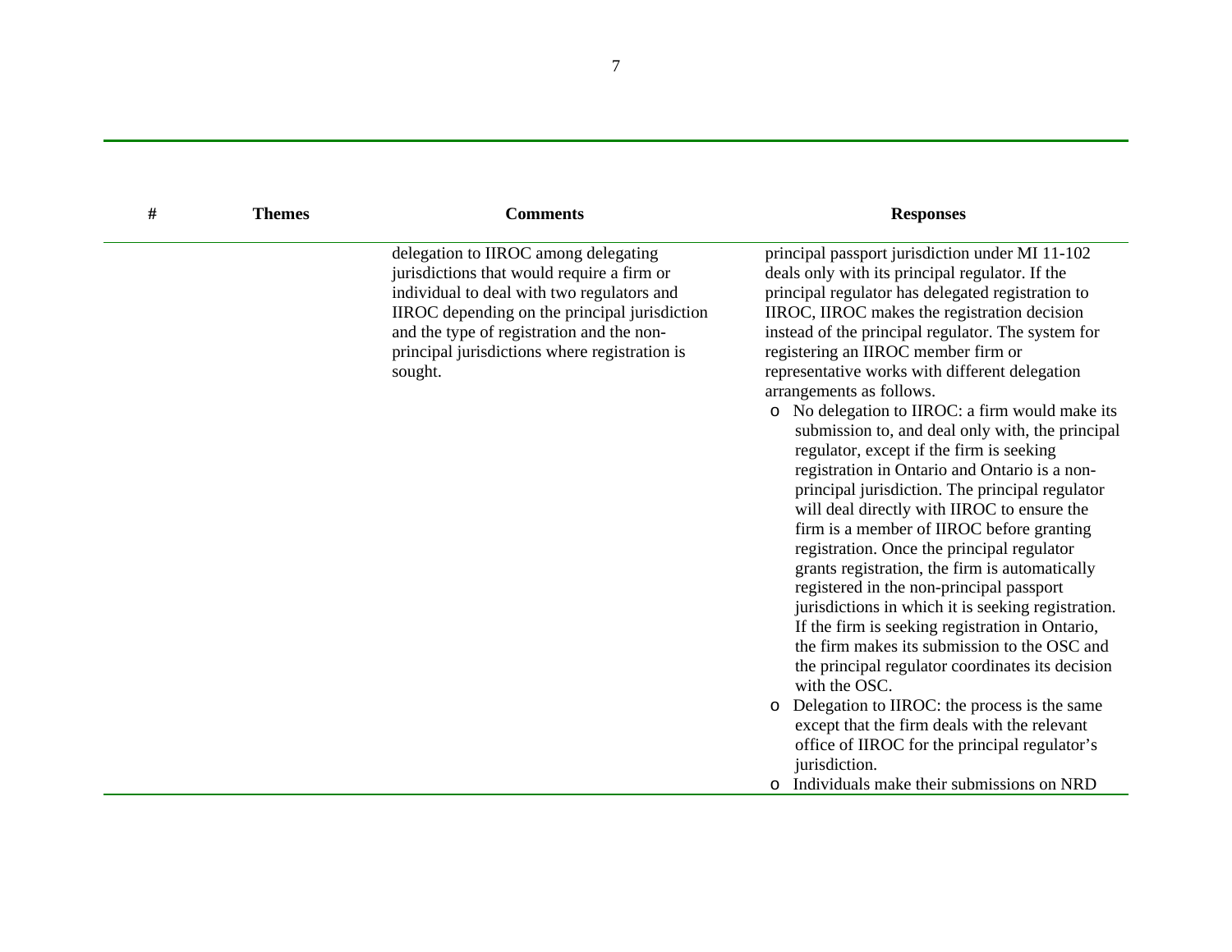| # | Themes | Comments | Responses |
|---|---|---|---|
| | | delegation to IIROC among delegating jurisdictions that would require a firm or individual to deal with two regulators and IIROC depending on the principal jurisdiction and the type of registration and the non-principal jurisdictions where registration is sought. | principal passport jurisdiction under MI 11-102 deals only with its principal regulator. If the principal regulator has delegated registration to IIROC, IIROC makes the registration decision instead of the principal regulator. The system for registering an IIROC member firm or representative works with different delegation arrangements as follows.<br>o No delegation to IIROC: a firm would make its submission to, and deal only with, the principal regulator, except if the firm is seeking registration in Ontario and Ontario is a non-principal jurisdiction. The principal regulator will deal directly with IIROC to ensure the firm is a member of IIROC before granting registration. Once the principal regulator grants registration, the firm is automatically registered in the non-principal passport jurisdictions in which it is seeking registration. If the firm is seeking registration in Ontario, the firm makes its submission to the OSC and the principal regulator coordinates its decision with the OSC.<br>o Delegation to IIROC: the process is the same except that the firm deals with the relevant office of IIROC for the principal regulator's jurisdiction.<br>o Individuals make their submissions on NRD |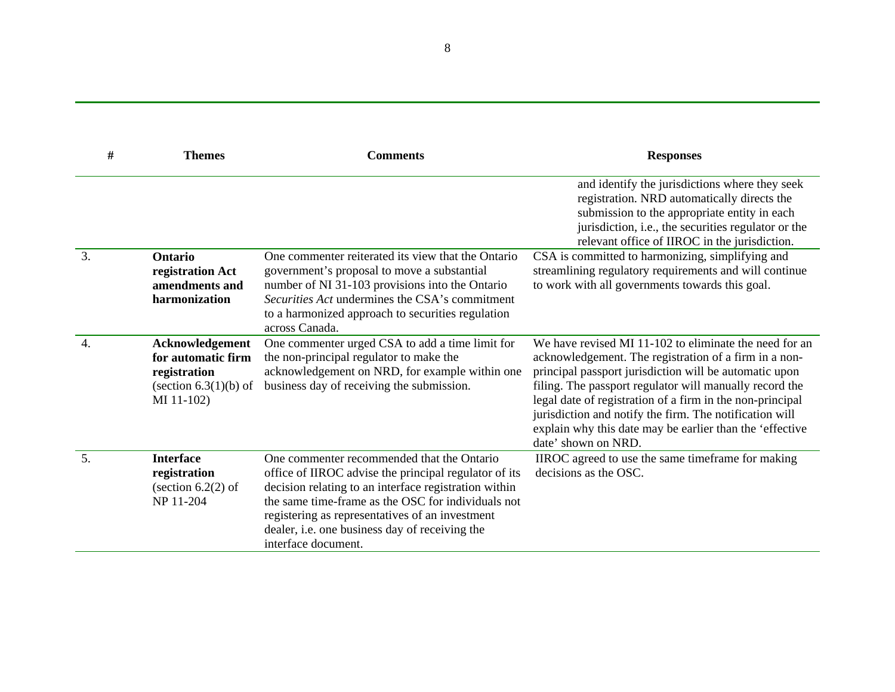| # | Themes | Comments | Responses |
|---|---|---|---|
| | | | and identify the jurisdictions where they seek registration. NRD automatically directs the submission to the appropriate entity in each jurisdiction, i.e., the securities regulator or the relevant office of IIROC in the jurisdiction. |
| 3. | **Ontario registration Act amendments and harmonization** | One commenter reiterated its view that the Ontario government's proposal to move a substantial number of NI 31-103 provisions into the Ontario *Securities Act* undermines the CSA's commitment to a harmonized approach to securities regulation across Canada. | CSA is committed to harmonizing, simplifying and streamlining regulatory requirements and will continue to work with all governments towards this goal. |
| 4. | **Acknowledgement for automatic firm registration** (section 6.3(1)(b) of MI 11-102) | One commenter urged CSA to add a time limit for the non-principal regulator to make the acknowledgement on NRD, for example within one business day of receiving the submission. | We have revised MI 11-102 to eliminate the need for an acknowledgement. The registration of a firm in a non-principal passport jurisdiction will be automatic upon filing. The passport regulator will manually record the legal date of registration of a firm in the non-principal jurisdiction and notify the firm. The notification will explain why this date may be earlier than the 'effective date' shown on NRD. |
| 5. | **Interface registration** (section 6.2(2) of NP 11-204 | One commenter recommended that the Ontario office of IIROC advise the principal regulator of its decision relating to an interface registration within the same time-frame as the OSC for individuals not registering as representatives of an investment dealer, i.e. one business day of receiving the interface document. | IIROC agreed to use the same timeframe for making decisions as the OSC. |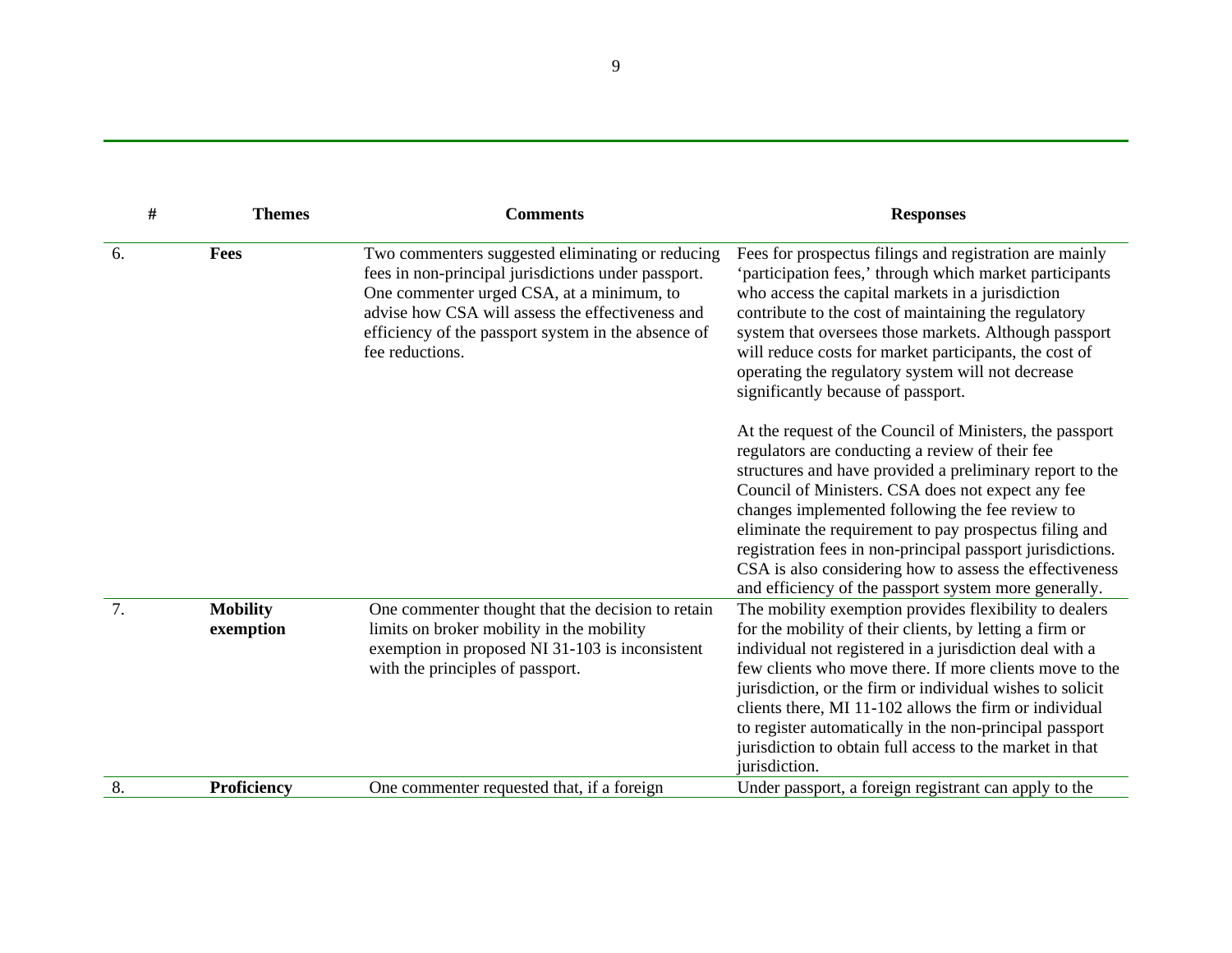| # | Themes | Comments | Responses |
|---|---|---|---|
| 6. | **Fees** | Two commenters suggested eliminating or reducing fees in non-principal jurisdictions under passport. One commenter urged CSA, at a minimum, to advise how CSA will assess the effectiveness and efficiency of the passport system in the absence of fee reductions. | Fees for prospectus filings and registration are mainly 'participation fees,' through which market participants who access the capital markets in a jurisdiction contribute to the cost of maintaining the regulatory system that oversees those markets. Although passport will reduce costs for market participants, the cost of operating the regulatory system will not decrease significantly because of passport.<br><br>At the request of the Council of Ministers, the passport regulators are conducting a review of their fee structures and have provided a preliminary report to the Council of Ministers. CSA does not expect any fee changes implemented following the fee review to eliminate the requirement to pay prospectus filing and registration fees in non-principal passport jurisdictions. CSA is also considering how to assess the effectiveness and efficiency of the passport system more generally. |
| 7. | **Mobility exemption** | One commenter thought that the decision to retain limits on broker mobility in the mobility exemption in proposed NI 31-103 is inconsistent with the principles of passport. | The mobility exemption provides flexibility to dealers for the mobility of their clients, by letting a firm or individual not registered in a jurisdiction deal with a few clients who move there. If more clients move to the jurisdiction, or the firm or individual wishes to solicit clients there, MI 11-102 allows the firm or individual to register automatically in the non-principal passport jurisdiction to obtain full access to the market in that jurisdiction. |
| 8. | **Proficiency** | One commenter requested that, if a foreign | Under passport, a foreign registrant can apply to the |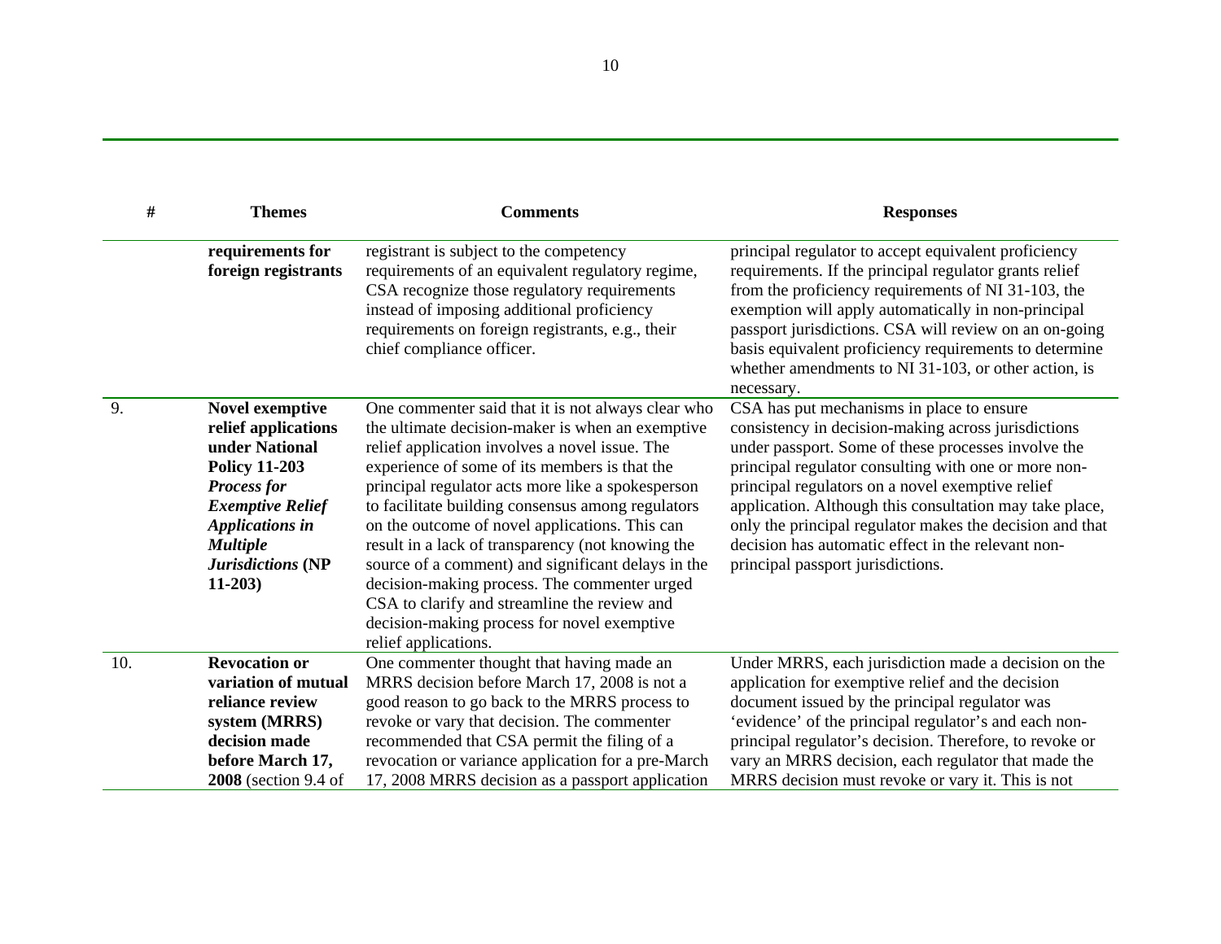| # | Themes | Comments | Responses |
|---|---|---|---|
| | **requirements for foreign registrants** | registrant is subject to the competency requirements of an equivalent regulatory regime, CSA recognize those regulatory requirements instead of imposing additional proficiency requirements on foreign registrants, e.g., their chief compliance officer. | principal regulator to accept equivalent proficiency requirements. If the principal regulator grants relief from the proficiency requirements of NI 31-103, the exemption will apply automatically in non-principal passport jurisdictions. CSA will review on an on-going basis equivalent proficiency requirements to determine whether amendments to NI 31-103, or other action, is necessary. |
| 9. | **Novel exemptive relief applications under National Policy 11-203 *Process for Exemptive Relief Applications in Multiple Jurisdictions* (NP 11-203)** | One commenter said that it is not always clear who the ultimate decision-maker is when an exemptive relief application involves a novel issue. The experience of some of its members is that the principal regulator acts more like a spokesperson to facilitate building consensus among regulators on the outcome of novel applications. This can result in a lack of transparency (not knowing the source of a comment) and significant delays in the decision-making process. The commenter urged CSA to clarify and streamline the review and decision-making process for novel exemptive relief applications. | CSA has put mechanisms in place to ensure consistency in decision-making across jurisdictions under passport. Some of these processes involve the principal regulator consulting with one or more non-principal regulators on a novel exemptive relief application. Although this consultation may take place, only the principal regulator makes the decision and that decision has automatic effect in the relevant non-principal passport jurisdictions. |
| 10. | **Revocation or variation of mutual reliance review system (MRRS) decision made before March 17, 2008** (section 9.4 of | One commenter thought that having made an MRRS decision before March 17, 2008 is not a good reason to go back to the MRRS process to revoke or vary that decision. The commenter recommended that CSA permit the filing of a revocation or variance application for a pre-March 17, 2008 MRRS decision as a passport application | Under MRRS, each jurisdiction made a decision on the application for exemptive relief and the decision document issued by the principal regulator was 'evidence' of the principal regulator's and each non-principal regulator's decision. Therefore, to revoke or vary an MRRS decision, each regulator that made the MRRS decision must revoke or vary it. This is not |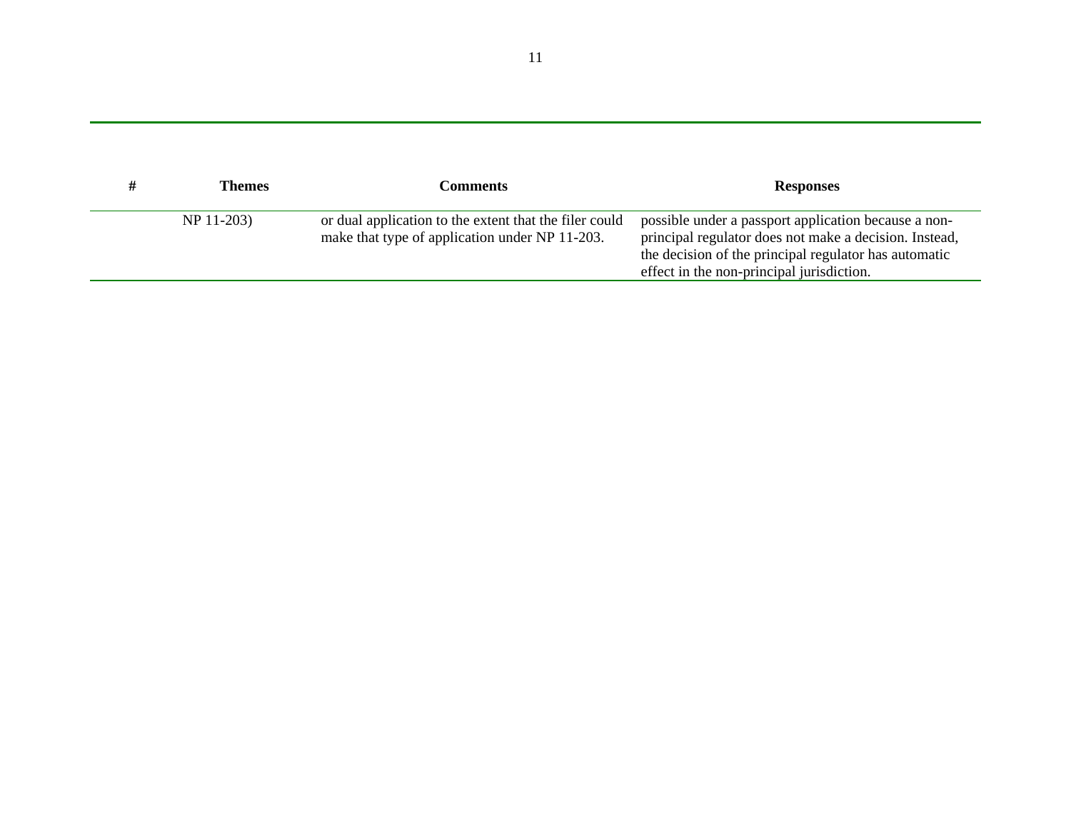| # | Themes | Comments | Responses |
|---|---|---|---|
| | NP 11-203) | or dual application to the extent that the filer could make that type of application under NP 11-203. | possible under a passport application because a non-principal regulator does not make a decision. Instead, the decision of the principal regulator has automatic effect in the non-principal jurisdiction. |